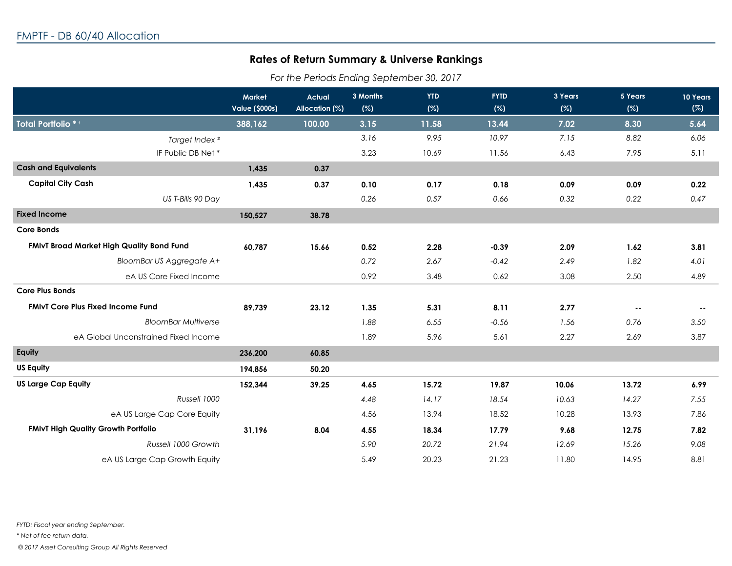FMPTF - DB 60/40 Allocation

## Rates of Return Summary & Universe Rankings

*For the Periods Ending September 30, 2017*

| | Market Value ($000s) | Actual Allocation (%) | 3 Months (%) | YTD (%) | FYTD (%) | 3 Years (%) | 5 Years (%) | 10 Years (%) |
|---|---|---|---|---|---|---|---|---|
| **Total Portfolio * [1]** | **388,162** | **100.00** | **3.15** | **11.58** | **13.44** | **7.02** | **8.30** | **5.64** |
| *Target Index [2]* | | | *3.16* | *9.95* | *10.97* | *7.15* | *8.82* | *6.06* |
| IF Public DB Net * | | | 3.23 | 10.69 | 11.56 | 6.43 | 7.95 | 5.11 |
| **Cash and Equivalents** | **1,435** | **0.37** | | | | | | |
| **Capital City Cash** | **1,435** | **0.37** | **0.10** | **0.17** | **0.18** | **0.09** | **0.09** | **0.22** |
| *US T-Bills 90 Day* | | | *0.26* | *0.57* | *0.66* | *0.32* | *0.22* | *0.47* |
| **Fixed Income** | **150,527** | **38.78** | | | | | | |
| **Core Bonds** | | | | | | | | |
| **FMIvT Broad Market High Quality Bond Fund** | **60,787** | **15.66** | **0.52** | **2.28** | **-0.39** | **2.09** | **1.62** | **3.81** |
| *BloomBar US Aggregate A+* | | | *0.72* | *2.67* | *-0.42* | *2.49* | *1.82* | *4.01* |
| eA US Core Fixed Income | | | 0.92 | 3.48 | 0.62 | 3.08 | 2.50 | 4.89 |
| **Core Plus Bonds** | | | | | | | | |
| **FMIvT Core Plus Fixed Income Fund** | **89,739** | **23.12** | **1.35** | **5.31** | **8.11** | **2.77** | **--** | **--** |
| *BloomBar Multiverse* | | | *1.88* | *6.55* | *-0.56* | *1.56* | *0.76* | *3.50* |
| eA Global Unconstrained Fixed Income | | | 1.89 | 5.96 | 5.61 | 2.27 | 2.69 | 3.87 |
| **Equity** | **236,200** | **60.85** | | | | | | |
| **US Equity** | **194,856** | **50.20** | | | | | | |
| **US Large Cap Equity** | **152,344** | **39.25** | **4.65** | **15.72** | **19.87** | **10.06** | **13.72** | **6.99** |
| *Russell 1000* | | | *4.48* | *14.17* | *18.54* | *10.63* | *14.27* | *7.55* |
| eA US Large Cap Core Equity | | | 4.56 | 13.94 | 18.52 | 10.28 | 13.93 | 7.86 |
| **FMIvT High Quality Growth Portfolio** | **31,196** | **8.04** | **4.55** | **18.34** | **17.79** | **9.68** | **12.75** | **7.82** |
| *Russell 1000 Growth* | | | *5.90* | *20.72* | *21.94* | *12.69* | *15.26* | *9.08* |
| eA US Large Cap Growth Equity | | | 5.49 | 20.23 | 21.23 | 11.80 | 14.95 | 8.81 |

*FYTD: Fiscal year ending September.*

*\* Net of fee return data.*

*© 2017 Asset Consulting Group All Rights Reserved*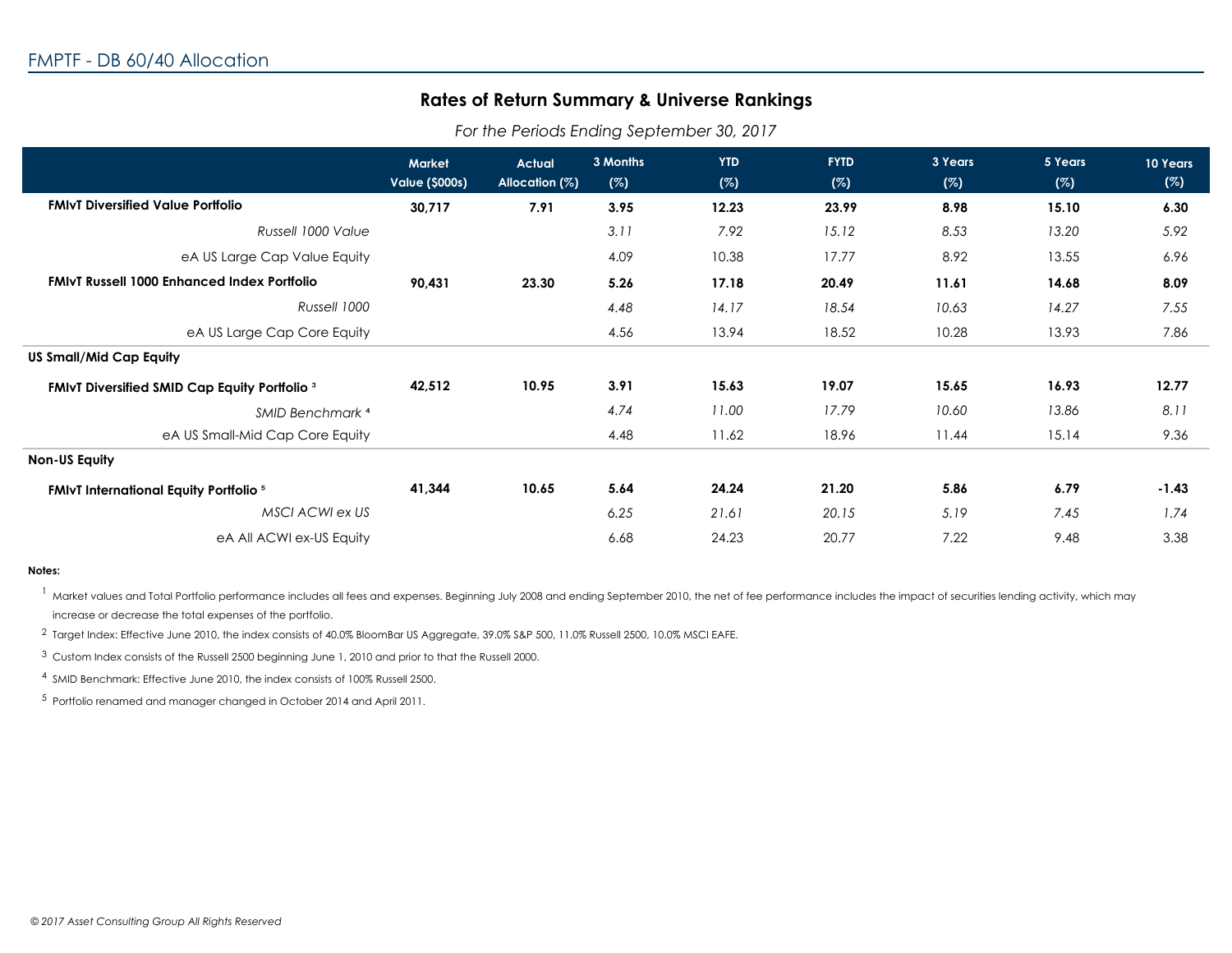## FMPTF - DB 60/40 Allocation

### Rates of Return Summary & Universe Rankings

*For the Periods Ending September 30, 2017*

| | Market Value ($000s) | Actual Allocation (%) | 3 Months (%) | YTD (%) | FYTD (%) | 3 Years (%) | 5 Years (%) | 10 Years (%) |
|---|---|---|---|---|---|---|---|---|
| **FMIvT Diversified Value Portfolio** | **30,717** | **7.91** | **3.95** | **12.23** | **23.99** | **8.98** | **15.10** | **6.30** |
| *Russell 1000 Value* | | | *3.11* | *7.92* | *15.12* | *8.53* | *13.20* | *5.92* |
| eA US Large Cap Value Equity | | | 4.09 | 10.38 | 17.77 | 8.92 | 13.55 | 6.96 |
| **FMIvT Russell 1000 Enhanced Index Portfolio** | **90,431** | **23.30** | **5.26** | **17.18** | **20.49** | **11.61** | **14.68** | **8.09** |
| *Russell 1000* | | | *4.48* | *14.17* | *18.54* | *10.63* | *14.27* | *7.55* |
| eA US Large Cap Core Equity | | | 4.56 | 13.94 | 18.52 | 10.28 | 13.93 | 7.86 |
| **US Small/Mid Cap Equity** | | | | | | | | |
| **FMIvT Diversified SMID Cap Equity Portfolio [3]** | **42,512** | **10.95** | **3.91** | **15.63** | **19.07** | **15.65** | **16.93** | **12.77** |
| *SMID Benchmark [4]* | | | *4.74* | *11.00* | *17.79* | *10.60* | *13.86* | *8.11* |
| eA US Small-Mid Cap Core Equity | | | 4.48 | 11.62 | 18.96 | 11.44 | 15.14 | 9.36 |
| **Non-US Equity** | | | | | | | | |
| **FMIvT International Equity Portfolio [5]** | **41,344** | **10.65** | **5.64** | **24.24** | **21.20** | **5.86** | **6.79** | **-1.43** |
| *MSCI ACWI ex US* | | | *6.25* | *21.61* | *20.15* | *5.19* | *7.45* | *1.74* |
| eA All ACWI ex-US Equity | | | 6.68 | 24.23 | 20.77 | 7.22 | 9.48 | 3.38 |

**Notes:**

[1] Market values and Total Portfolio performance includes all fees and expenses. Beginning July 2008 and ending September 2010, the net of fee performance includes the impact of securities lending activity, which may increase or decrease the total expenses of the portfolio.

[2] Target Index: Effective June 2010, the index consists of 40.0% BloomBar US Aggregate, 39.0% S&P 500, 11.0% Russell 2500, 10.0% MSCI EAFE.

[3] Custom Index consists of the Russell 2500 beginning June 1, 2010 and prior to that the Russell 2000.

[4] SMID Benchmark: Effective June 2010, the index consists of 100% Russell 2500.

[5] Portfolio renamed and manager changed in October 2014 and April 2011.